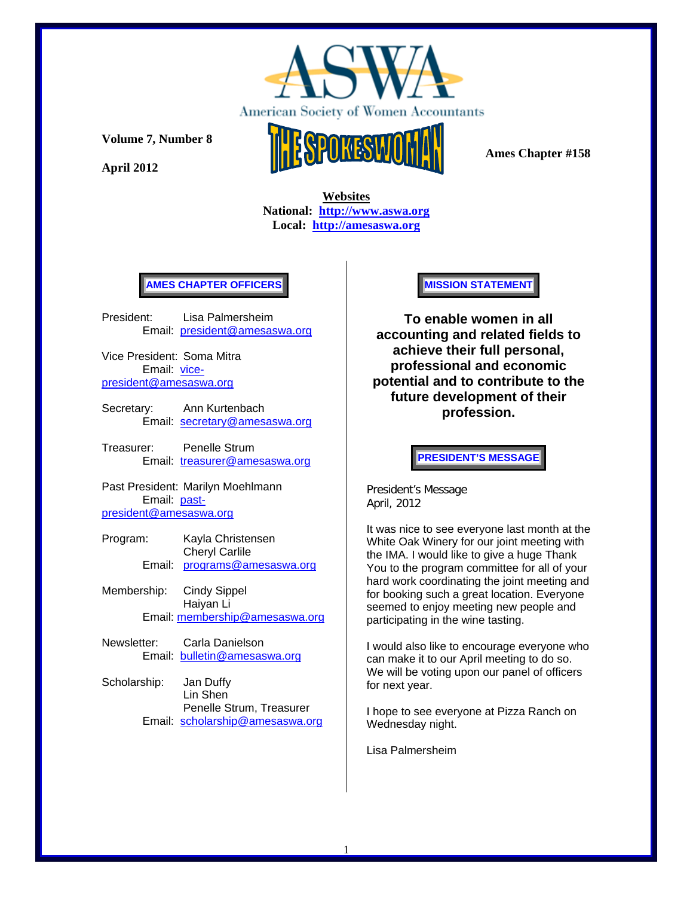# ASWA

American Society of Women Accountants

## THE SPOKESWOMAN

**Volume 7, Number 8**

**April 2012**

**Ames Chapter #158**

**Websites**
**National: http://www.aswa.org**
**Local: http://amesaswa.org**

## AMES CHAPTER OFFICERS

President: Lisa Palmersheim
Email: president@amesaswa.org

Vice President: Soma Mitra
Email: vice-president@amesaswa.org

Secretary: Ann Kurtenbach
Email: secretary@amesaswa.org

Treasurer: Penelle Strum
Email: treasurer@amesaswa.org

Past President: Marilyn Moehlmann
Email: past-president@amesaswa.org

Program: Kayla Christensen
Cheryl Carlile
Email: programs@amesaswa.org

Membership: Cindy Sippel
Haiyan Li
Email: membership@amesaswa.org

Newsletter: Carla Danielson
Email: bulletin@amesaswa.org

Scholarship: Jan Duffy
Lin Shen
Penelle Strum, Treasurer
Email: scholarship@amesaswa.org

## MISSION STATEMENT

**To enable women in all accounting and related fields to achieve their full personal, professional and economic potential and to contribute to the future development of their profession.**

## PRESIDENT'S MESSAGE

President's Message
April, 2012

It was nice to see everyone last month at the White Oak Winery for our joint meeting with the IMA. I would like to give a huge Thank You to the program committee for all of your hard work coordinating the joint meeting and for booking such a great location. Everyone seemed to enjoy meeting new people and participating in the wine tasting.

I would also like to encourage everyone who can make it to our April meeting to do so. We will be voting upon our panel of officers for next year.

I hope to see everyone at Pizza Ranch on Wednesday night.

Lisa Palmersheim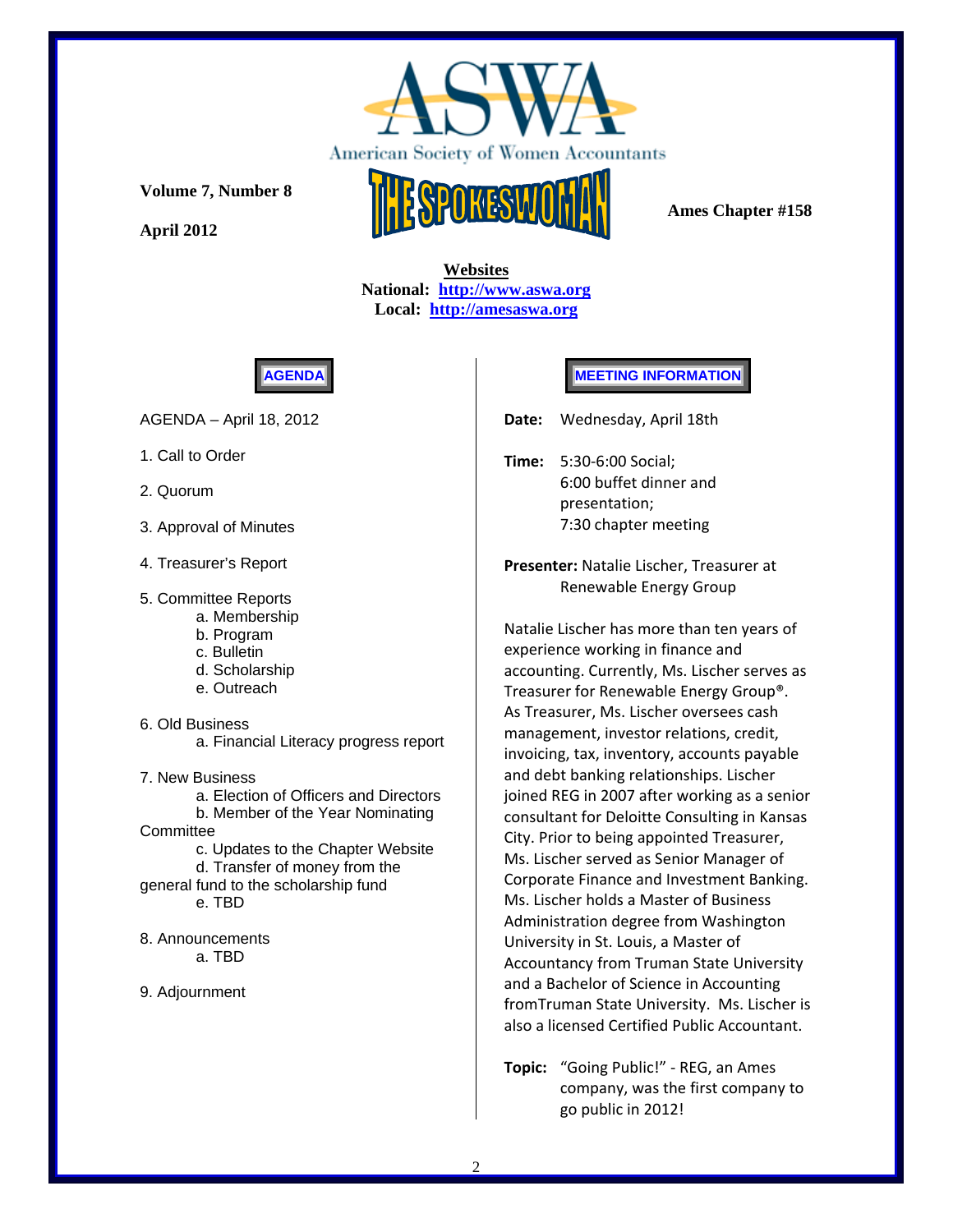# ASWA

American Society of Women Accountants

**Volume 7, Number 8**

**April 2012**

# THE SPOKESWOMAN

**Ames Chapter #158**

**Websites**
**National: http://www.aswa.org**
**Local: http://amesaswa.org**

## AGENDA

AGENDA – April 18, 2012

1. Call to Order

2. Quorum

3. Approval of Minutes

4. Treasurer's Report

5. Committee Reports
   - a. Membership
   - b. Program
   - c. Bulletin
   - d. Scholarship
   - e. Outreach

6. Old Business
   - a. Financial Literacy progress report

7. New Business
   - a. Election of Officers and Directors
   - b. Member of the Year Nominating Committee
   - c. Updates to the Chapter Website
   - d. Transfer of money from the general fund to the scholarship fund
   - e. TBD

8. Announcements
   - a. TBD

9. Adjournment

## MEETING INFORMATION

**Date:** Wednesday, April 18th

**Time:** 5:30-6:00 Social;
6:00 buffet dinner and presentation;
7:30 chapter meeting

**Presenter:** Natalie Lischer, Treasurer at Renewable Energy Group

Natalie Lischer has more than ten years of experience working in finance and accounting. Currently, Ms. Lischer serves as Treasurer for Renewable Energy Group®. As Treasurer, Ms. Lischer oversees cash management, investor relations, credit, invoicing, tax, inventory, accounts payable and debt banking relationships. Lischer joined REG in 2007 after working as a senior consultant for Deloitte Consulting in Kansas City. Prior to being appointed Treasurer, Ms. Lischer served as Senior Manager of Corporate Finance and Investment Banking. Ms. Lischer holds a Master of Business Administration degree from Washington University in St. Louis, a Master of Accountancy from Truman State University and a Bachelor of Science in Accounting fromTruman State University. Ms. Lischer is also a licensed Certified Public Accountant.

**Topic:** "Going Public!" - REG, an Ames company, was the first company to go public in 2012!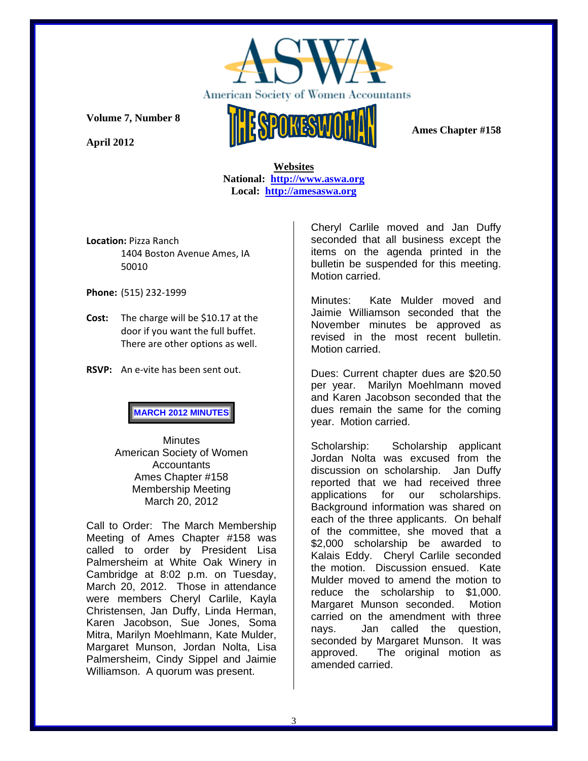American Society of Women Accountants

**Volume 7, Number 8**

**April 2012**

# THE SPOKESWOMAN

**Ames Chapter #158**

**Websites**
**National: http://www.aswa.org**
**Local: http://amesaswa.org**

**Location:** Pizza Ranch
1404 Boston Avenue Ames, IA 50010

**Phone:** (515) 232-1999

**Cost:** The charge will be $10.17 at the door if you want the full buffet. There are other options as well.

**RSVP:** An e-vite has been sent out.

## MARCH 2012 MINUTES

Minutes
American Society of Women Accountants
Ames Chapter #158
Membership Meeting
March 20, 2012

Call to Order: The March Membership Meeting of Ames Chapter #158 was called to order by President Lisa Palmersheim at White Oak Winery in Cambridge at 8:02 p.m. on Tuesday, March 20, 2012. Those in attendance were members Cheryl Carlile, Kayla Christensen, Jan Duffy, Linda Herman, Karen Jacobson, Sue Jones, Soma Mitra, Marilyn Moehlmann, Kate Mulder, Margaret Munson, Jordan Nolta, Lisa Palmersheim, Cindy Sippel and Jaimie Williamson. A quorum was present.

Cheryl Carlile moved and Jan Duffy seconded that all business except the items on the agenda printed in the bulletin be suspended for this meeting. Motion carried.

Minutes: Kate Mulder moved and Jaimie Williamson seconded that the November minutes be approved as revised in the most recent bulletin. Motion carried.

Dues: Current chapter dues are $20.50 per year. Marilyn Moehlmann moved and Karen Jacobson seconded that the dues remain the same for the coming year. Motion carried.

Scholarship: Scholarship applicant Jordan Nolta was excused from the discussion on scholarship. Jan Duffy reported that we had received three applications for our scholarships. Background information was shared on each of the three applicants. On behalf of the committee, she moved that a $2,000 scholarship be awarded to Kalais Eddy. Cheryl Carlile seconded the motion. Discussion ensued. Kate Mulder moved to amend the motion to reduce the scholarship to $1,000. Margaret Munson seconded. Motion carried on the amendment with three nays. Jan called the question, seconded by Margaret Munson. It was approved. The original motion as amended carried.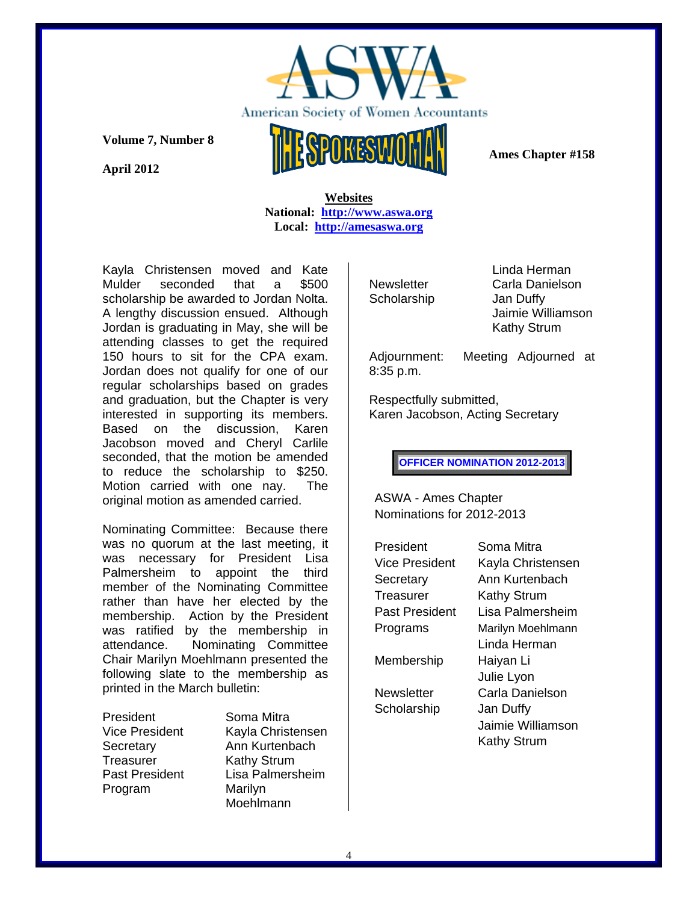**American Society of Women Accountants**

**THE SPOKESWOMAN**

**Volume 7, Number 8**

**April 2012**

**Ames Chapter #158**

**Websites**
**National: http://www.aswa.org**
**Local: http://amesaswa.org**

Kayla Christensen moved and Kate Mulder seconded that a $500 scholarship be awarded to Jordan Nolta. A lengthy discussion ensued. Although Jordan is graduating in May, she will be attending classes to get the required 150 hours to sit for the CPA exam. Jordan does not qualify for one of our regular scholarships based on grades and graduation, but the Chapter is very interested in supporting its members. Based on the discussion, Karen Jacobson moved and Cheryl Carlile seconded, that the motion be amended to reduce the scholarship to $250. Motion carried with one nay. The original motion as amended carried.

Nominating Committee: Because there was no quorum at the last meeting, it was necessary for President Lisa Palmersheim to appoint the third member of the Nominating Committee rather than have her elected by the membership. Action by the President was ratified by the membership in attendance. Nominating Committee Chair Marilyn Moehlmann presented the following slate to the membership as printed in the March bulletin:

| | |
|---|---|
| President | Soma Mitra |
| Vice President | Kayla Christensen |
| Secretary | Ann Kurtenbach |
| Treasurer | Kathy Strum |
| Past President | Lisa Palmersheim |
| Program | Marilyn Moehlmann |
| | Linda Herman |
| Newsletter | Carla Danielson |
| Scholarship | Jan Duffy |
| | Jaimie Williamson |
| | Kathy Strum |

Adjournment: Meeting Adjourned at 8:35 p.m.

Respectfully submitted,
Karen Jacobson, Acting Secretary

**OFFICER NOMINATION 2012-2013**

ASWA - Ames Chapter
Nominations for 2012-2013

| | |
|---|---|
| President | Soma Mitra |
| Vice President | Kayla Christensen |
| Secretary | Ann Kurtenbach |
| Treasurer | Kathy Strum |
| Past President | Lisa Palmersheim |
| Programs | Marilyn Moehlmann |
| | Linda Herman |
| Membership | Haiyan Li |
| | Julie Lyon |
| Newsletter | Carla Danielson |
| Scholarship | Jan Duffy |
| | Jaimie Williamson |
| | Kathy Strum |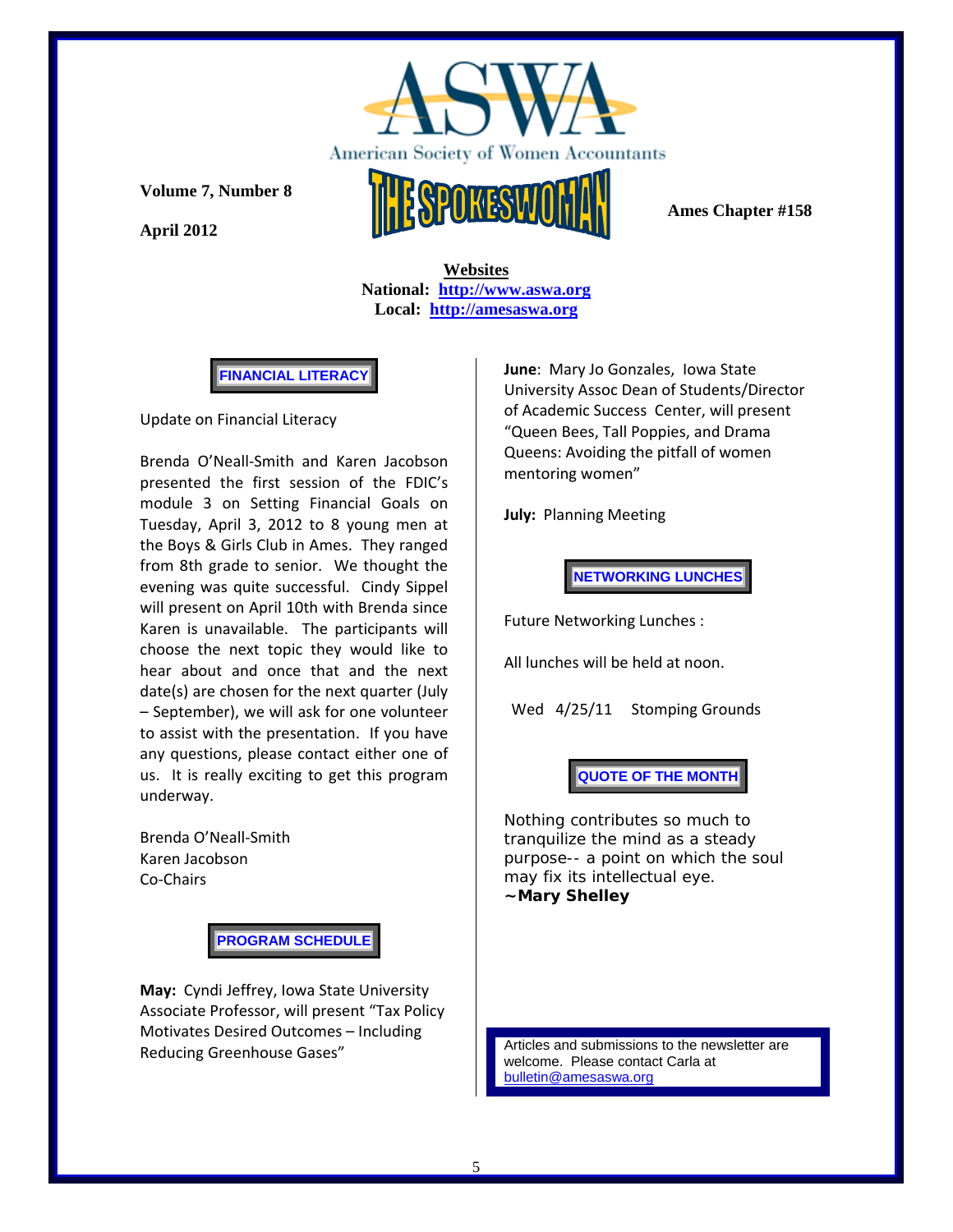American Society of Women Accountants

Volume 7, Number 8

April 2012

# THE SPOKESWOMAN

Ames Chapter #158

**Websites**
**National: http://www.aswa.org**
**Local: http://amesaswa.org**

## FINANCIAL LITERACY

Update on Financial Literacy

Brenda O'Neall-Smith and Karen Jacobson presented the first session of the FDIC's module 3 on Setting Financial Goals on Tuesday, April 3, 2012 to 8 young men at the Boys & Girls Club in Ames. They ranged from 8th grade to senior. We thought the evening was quite successful. Cindy Sippel will present on April 10th with Brenda since Karen is unavailable. The participants will choose the next topic they would like to hear about and once that and the next date(s) are chosen for the next quarter (July – September), we will ask for one volunteer to assist with the presentation. If you have any questions, please contact either one of us. It is really exciting to get this program underway.

Brenda O'Neall-Smith
Karen Jacobson
Co-Chairs

## PROGRAM SCHEDULE

**May:** Cyndi Jeffrey, Iowa State University Associate Professor, will present "Tax Policy Motivates Desired Outcomes – Including Reducing Greenhouse Gases"

**June**: Mary Jo Gonzales, Iowa State University Assoc Dean of Students/Director of Academic Success Center, will present "Queen Bees, Tall Poppies, and Drama Queens: Avoiding the pitfall of women mentoring women"

**July:** Planning Meeting

## NETWORKING LUNCHES

Future Networking Lunches :

All lunches will be held at noon.

Wed 4/25/11 Stomping Grounds

## QUOTE OF THE MONTH

Nothing contributes so much to tranquilize the mind as a steady purpose-- a point on which the soul may fix its intellectual eye.
**~Mary Shelley**

Articles and submissions to the newsletter are welcome. Please contact Carla at bulletin@amesaswa.org